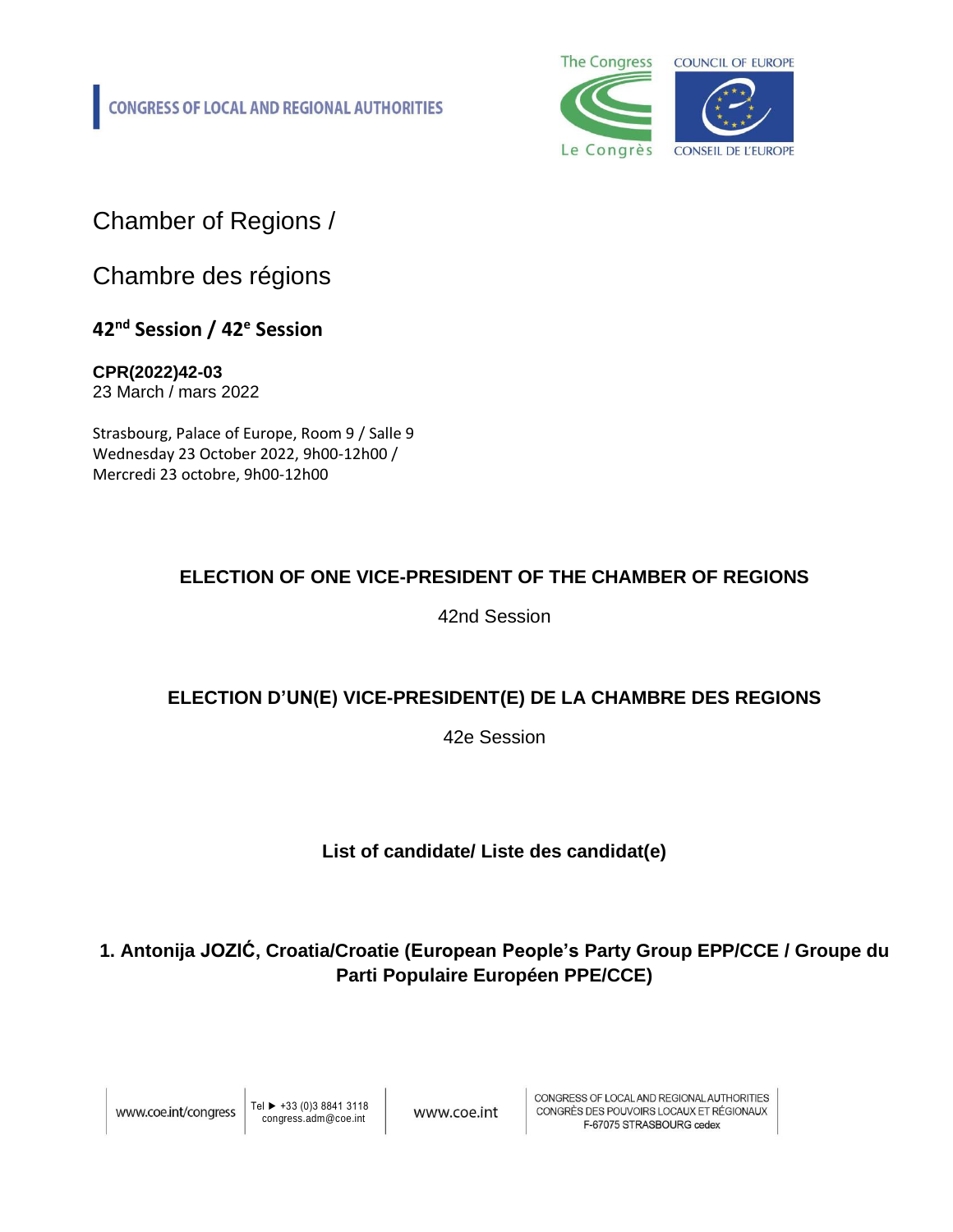CONGRESS OF LOCAL AND REGIONAL AUTHORITIES

Chamber of Regions /

Chambre des régions

**42nd Session / 42e Session**

**CPR(2022)42-03**
23 March / mars 2022

Strasbourg, Palace of Europe, Room 9 / Salle 9
Wednesday 23 October 2022, 9h00-12h00 /
Mercredi 23 octobre, 9h00-12h00

## ELECTION OF ONE VICE-PRESIDENT OF THE CHAMBER OF REGIONS

42nd Session

## ELECTION D'UN(E) VICE-PRESIDENT(E) DE LA CHAMBRE DES REGIONS

42e Session

**List of candidate/ Liste des candidat(e)**

**1. Antonija JOZIĆ, Croatia/Croatie (European People's Party Group EPP/CCE / Groupe du Parti Populaire Européen PPE/CCE)**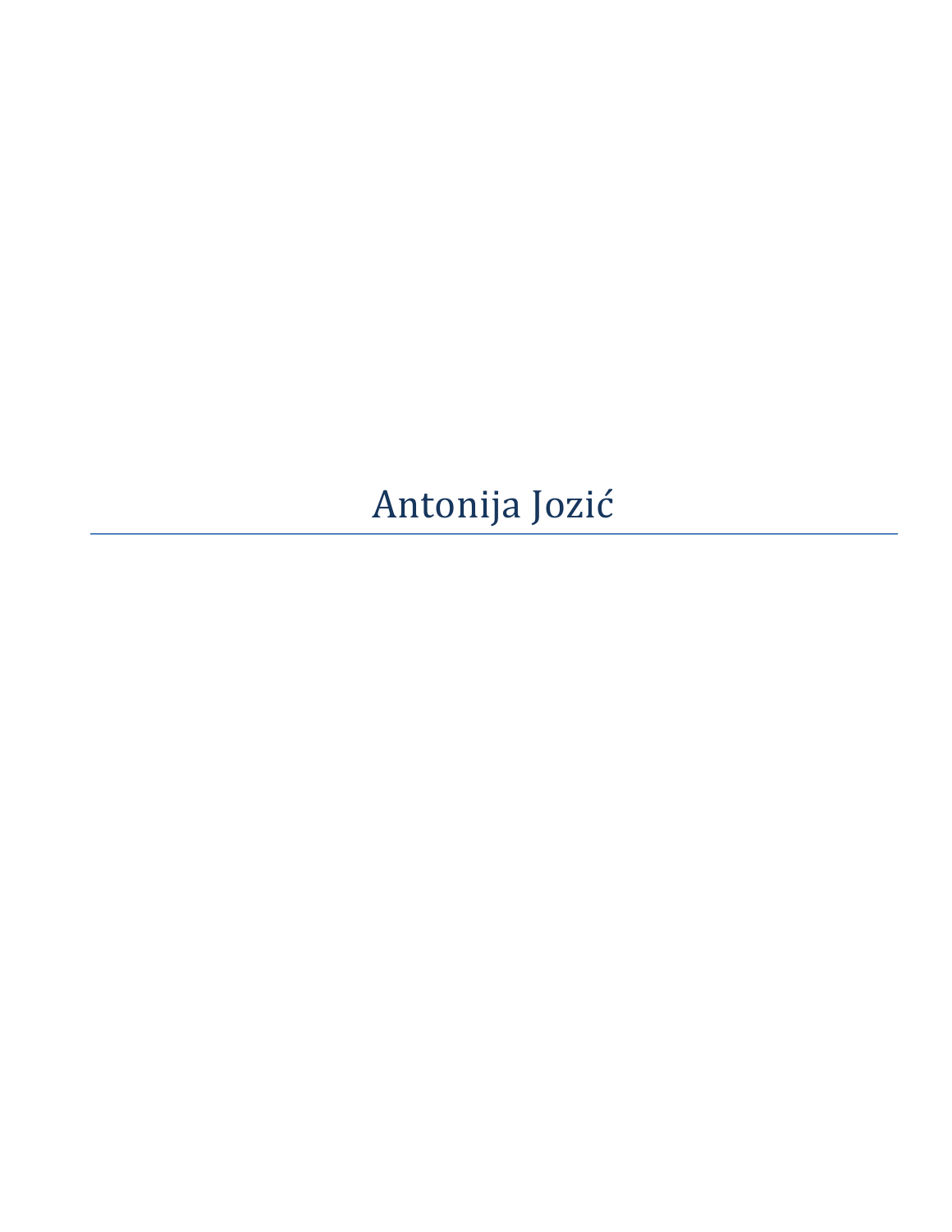Antonija Jozić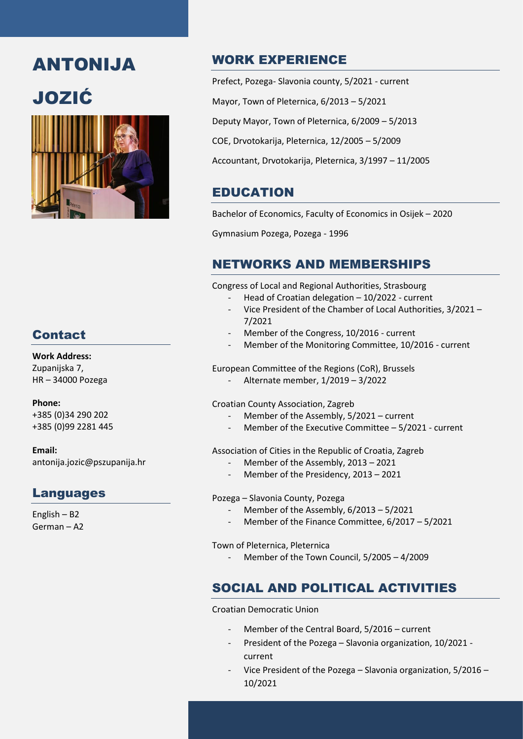# ANTONIJA JOZIĆ

## Contact

**Work Address:**
Zupanijska 7,
HR – 34000 Pozega

**Phone:**
+385 (0)34 290 202
+385 (0)99 2281 445

**Email:**
antonija.jozic@pszupanija.hr

## Languages

English – B2
German – A2

## WORK EXPERIENCE

Prefect, Pozega- Slavonia county, 5/2021 - current

Mayor, Town of Pleternica, 6/2013 – 5/2021

Deputy Mayor, Town of Pleternica, 6/2009 – 5/2013

COE, Drvotokarija, Pleternica, 12/2005 – 5/2009

Accountant, Drvotokarija, Pleternica, 3/1997 – 11/2005

## EDUCATION

Bachelor of Economics, Faculty of Economics in Osijek – 2020

Gymnasium Pozega, Pozega - 1996

## NETWORKS AND MEMBERSHIPS

Congress of Local and Regional Authorities, Strasbourg

- Head of Croatian delegation – 10/2022 - current
- Vice President of the Chamber of Local Authorities, 3/2021 – 7/2021
- Member of the Congress, 10/2016 - current
- Member of the Monitoring Committee, 10/2016 - current

European Committee of the Regions (CoR), Brussels

- Alternate member, 1/2019 – 3/2022

Croatian County Association, Zagreb

- Member of the Assembly, 5/2021 – current
- Member of the Executive Committee – 5/2021 - current

Association of Cities in the Republic of Croatia, Zagreb

- Member of the Assembly, 2013 – 2021
- Member of the Presidency, 2013 – 2021

Pozega – Slavonia County, Pozega

- Member of the Assembly, 6/2013 – 5/2021
- Member of the Finance Committee, 6/2017 – 5/2021

Town of Pleternica, Pleternica

- Member of the Town Council, 5/2005 – 4/2009

## SOCIAL AND POLITICAL ACTIVITIES

Croatian Democratic Union

- Member of the Central Board, 5/2016 – current
- President of the Pozega – Slavonia organization, 10/2021 - current
- Vice President of the Pozega – Slavonia organization, 5/2016 – 10/2021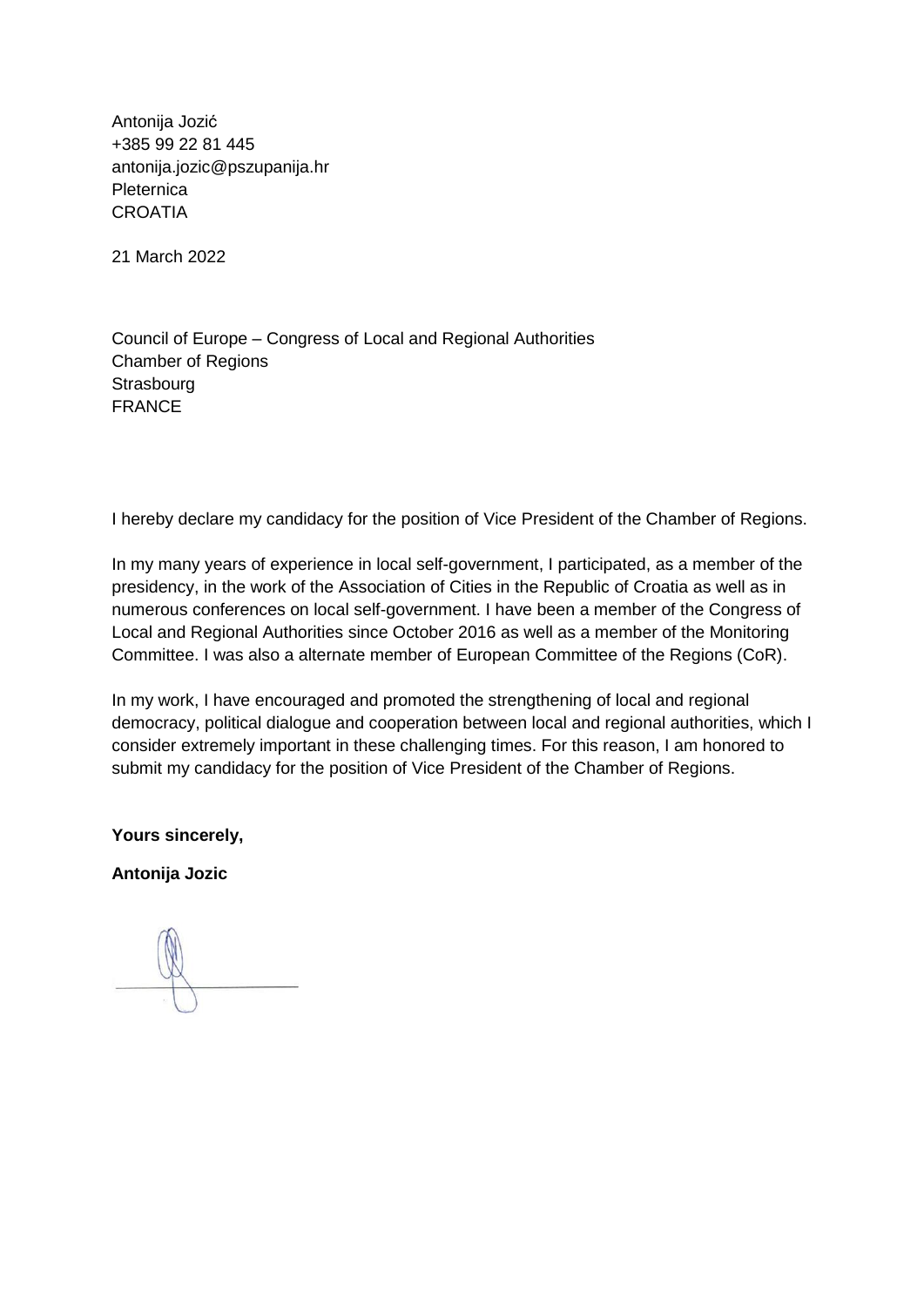Antonija Jozić
+385 99 22 81 445
antonija.jozic@pszupanija.hr
Pleternica
CROATIA

21 March 2022

Council of Europe – Congress of Local and Regional Authorities
Chamber of Regions
Strasbourg
FRANCE

I hereby declare my candidacy for the position of Vice President of the Chamber of Regions.

In my many years of experience in local self-government, I participated, as a member of the presidency, in the work of the Association of Cities in the Republic of Croatia as well as in numerous conferences on local self-government. I have been a member of the Congress of Local and Regional Authorities since October 2016 as well as a member of the Monitoring Committee. I was also a alternate member of European Committee of the Regions (CoR).

In my work, I have encouraged and promoted the strengthening of local and regional democracy, political dialogue and cooperation between local and regional authorities, which I consider extremely important in these challenging times. For this reason, I am honored to submit my candidacy for the position of Vice President of the Chamber of Regions.

**Yours sincerely,**

**Antonija Jozic**